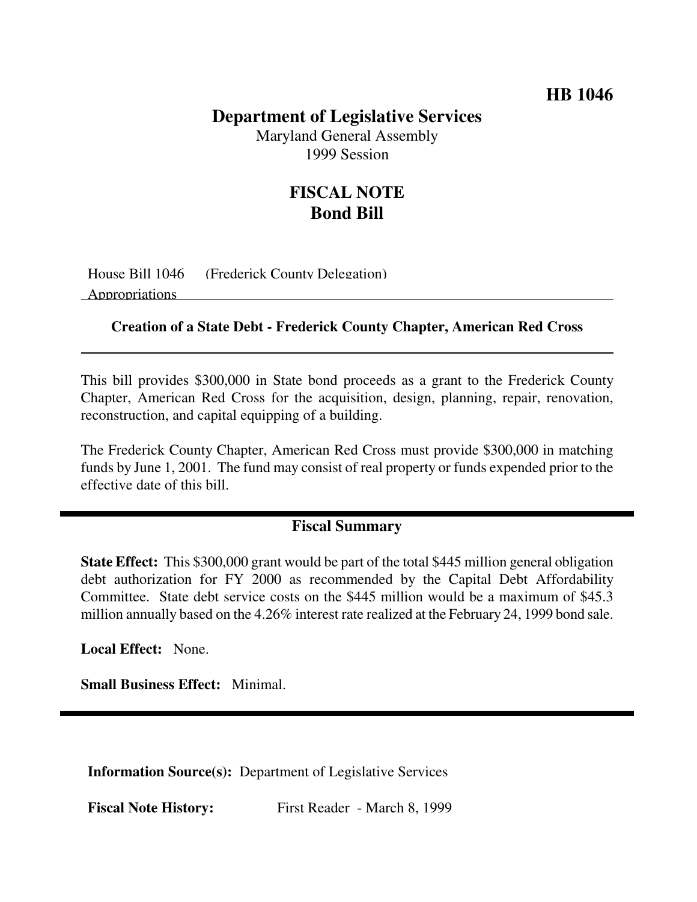**HB 1046**

# Department of Legislative Services

Maryland General Assembly
1999 Session

## FISCAL NOTE
## Bond Bill

House Bill 1046 (Frederick County Delegation)
Appropriations

**Creation of a State Debt - Frederick County Chapter, American Red Cross**

This bill provides $300,000 in State bond proceeds as a grant to the Frederick County Chapter, American Red Cross for the acquisition, design, planning, repair, renovation, reconstruction, and capital equipping of a building.

The Frederick County Chapter, American Red Cross must provide $300,000 in matching funds by June 1, 2001. The fund may consist of real property or funds expended prior to the effective date of this bill.

## Fiscal Summary

**State Effect:** This $300,000 grant would be part of the total $445 million general obligation debt authorization for FY 2000 as recommended by the Capital Debt Affordability Committee. State debt service costs on the $445 million would be a maximum of $45.3 million annually based on the 4.26% interest rate realized at the February 24, 1999 bond sale.

**Local Effect:** None.

**Small Business Effect:** Minimal.

**Information Source(s):** Department of Legislative Services

**Fiscal Note History:** First Reader - March 8, 1999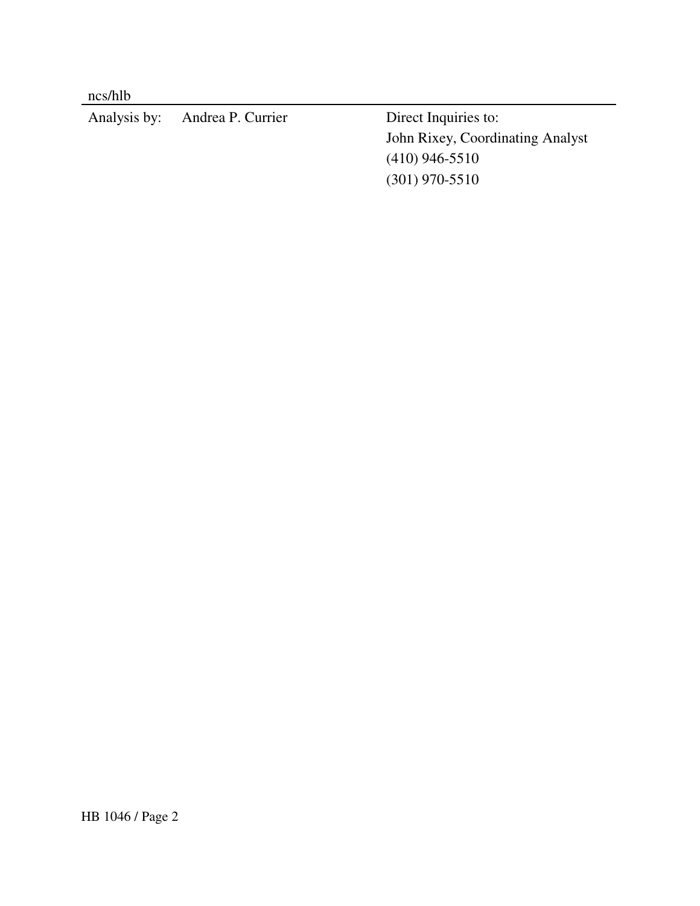ncs/hlb

Analysis by: Andrea P. Currier

Direct Inquiries to:
John Rixey, Coordinating Analyst
(410) 946-5510
(301) 970-5510